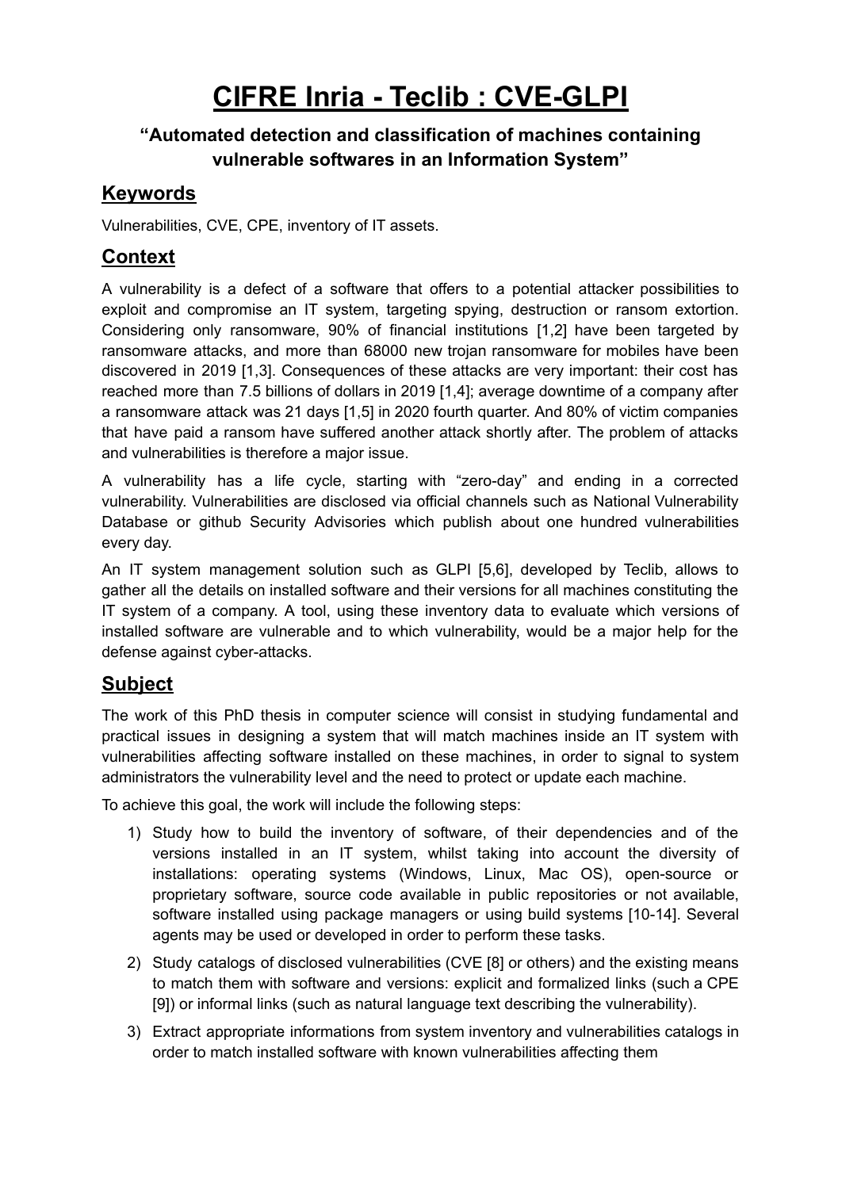# CIFRE Inria - Teclib : CVE-GLPI

### "Automated detection and classification of machines containing vulnerable softwares in an Information System"

## Keywords

Vulnerabilities, CVE, CPE, inventory of IT assets.

## Context

A vulnerability is a defect of a software that offers to a potential attacker possibilities to exploit and compromise an IT system, targeting spying, destruction or ransom extortion. Considering only ransomware, 90% of financial institutions [1,2] have been targeted by ransomware attacks, and more than 68000 new trojan ransomware for mobiles have been discovered in 2019 [1,3]. Consequences of these attacks are very important: their cost has reached more than 7.5 billions of dollars in 2019 [1,4]; average downtime of a company after a ransomware attack was 21 days [1,5] in 2020 fourth quarter. And 80% of victim companies that have paid a ransom have suffered another attack shortly after. The problem of attacks and vulnerabilities is therefore a major issue.

A vulnerability has a life cycle, starting with "zero-day" and ending in a corrected vulnerability. Vulnerabilities are disclosed via official channels such as National Vulnerability Database or github Security Advisories which publish about one hundred vulnerabilities every day.

An IT system management solution such as GLPI [5,6], developed by Teclib, allows to gather all the details on installed software and their versions for all machines constituting the IT system of a company. A tool, using these inventory data to evaluate which versions of installed software are vulnerable and to which vulnerability, would be a major help for the defense against cyber-attacks.

## Subject

The work of this PhD thesis in computer science will consist in studying fundamental and practical issues in designing a system that will match machines inside an IT system with vulnerabilities affecting software installed on these machines, in order to signal to system administrators the vulnerability level and the need to protect or update each machine.

To achieve this goal, the work will include the following steps:

1) Study how to build the inventory of software, of their dependencies and of the versions installed in an IT system, whilst taking into account the diversity of installations: operating systems (Windows, Linux, Mac OS), open-source or proprietary software, source code available in public repositories or not available, software installed using package managers or using build systems [10-14]. Several agents may be used or developed in order to perform these tasks.
2) Study catalogs of disclosed vulnerabilities (CVE [8] or others) and the existing means to match them with software and versions: explicit and formalized links (such a CPE [9]) or informal links (such as natural language text describing the vulnerability).
3) Extract appropriate informations from system inventory and vulnerabilities catalogs in order to match installed software with known vulnerabilities affecting them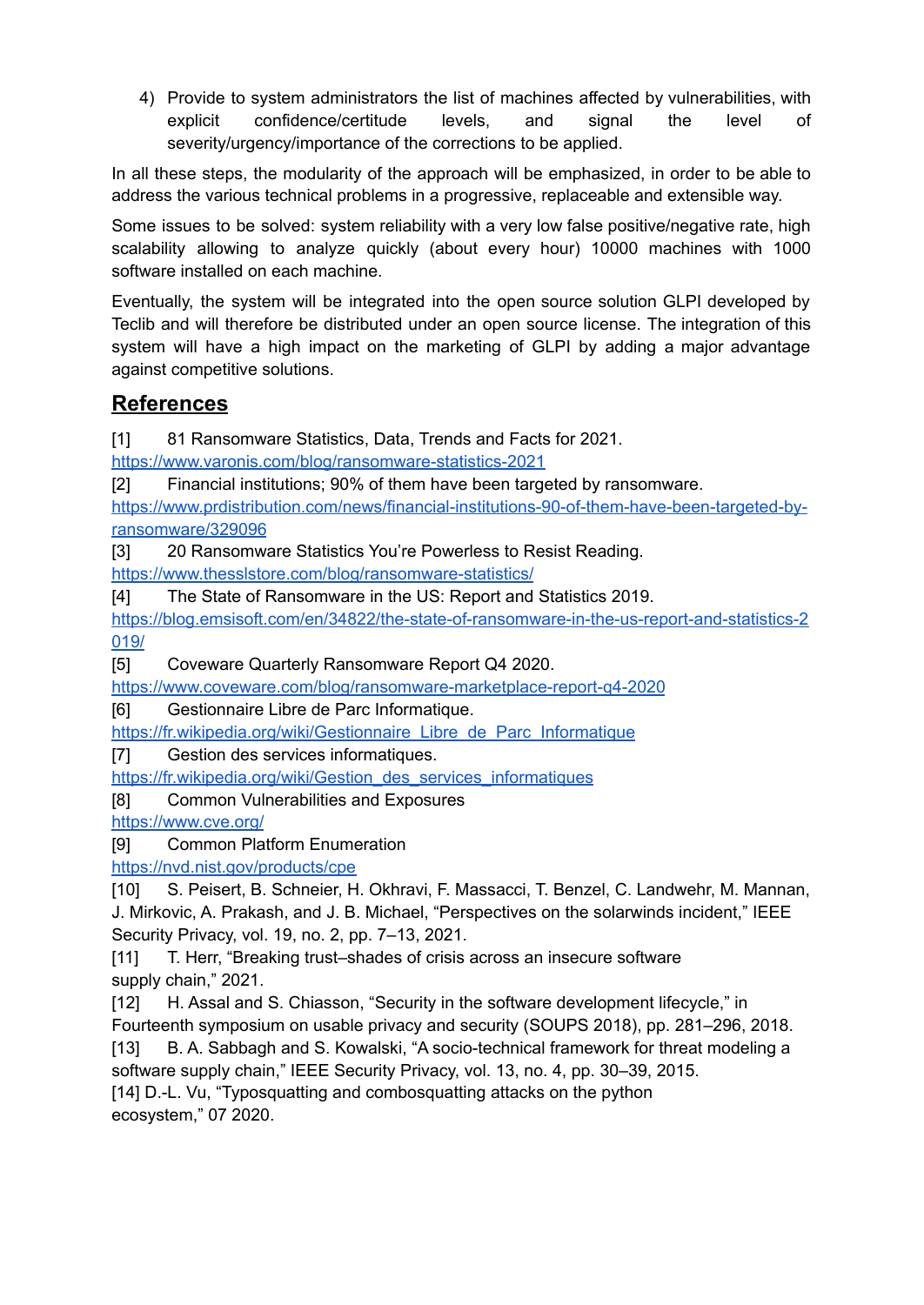4) Provide to system administrators the list of machines affected by vulnerabilities, with explicit confidence/certitude levels, and signal the level of severity/urgency/importance of the corrections to be applied.

In all these steps, the modularity of the approach will be emphasized, in order to be able to address the various technical problems in a progressive, replaceable and extensible way.

Some issues to be solved: system reliability with a very low false positive/negative rate, high scalability allowing to analyze quickly (about every hour) 10000 machines with 1000 software installed on each machine.

Eventually, the system will be integrated into the open source solution GLPI developed by Teclib and will therefore be distributed under an open source license. The integration of this system will have a high impact on the marketing of GLPI by adding a major advantage against competitive solutions.

## References

[1] 81 Ransomware Statistics, Data, Trends and Facts for 2021. https://www.varonis.com/blog/ransomware-statistics-2021

[2] Financial institutions; 90% of them have been targeted by ransomware. https://www.prdistribution.com/news/financial-institutions-90-of-them-have-been-targeted-by-ransomware/329096

[3] 20 Ransomware Statistics You're Powerless to Resist Reading. https://www.thesslstore.com/blog/ransomware-statistics/

[4] The State of Ransomware in the US: Report and Statistics 2019. https://blog.emsisoft.com/en/34822/the-state-of-ransomware-in-the-us-report-and-statistics-2019/

[5] Coveware Quarterly Ransomware Report Q4 2020. https://www.coveware.com/blog/ransomware-marketplace-report-q4-2020

[6] Gestionnaire Libre de Parc Informatique. https://fr.wikipedia.org/wiki/Gestionnaire_Libre_de_Parc_Informatique

[7] Gestion des services informatiques. https://fr.wikipedia.org/wiki/Gestion_des_services_informatiques

[8] Common Vulnerabilities and Exposures https://www.cve.org/

[9] Common Platform Enumeration https://nvd.nist.gov/products/cpe

[10] S. Peisert, B. Schneier, H. Okhravi, F. Massacci, T. Benzel, C. Landwehr, M. Mannan, J. Mirkovic, A. Prakash, and J. B. Michael, "Perspectives on the solarwinds incident," IEEE Security Privacy, vol. 19, no. 2, pp. 7–13, 2021.

[11] T. Herr, "Breaking trust–shades of crisis across an insecure software supply chain," 2021.

[12] H. Assal and S. Chiasson, "Security in the software development lifecycle," in Fourteenth symposium on usable privacy and security (SOUPS 2018), pp. 281–296, 2018.

[13] B. A. Sabbagh and S. Kowalski, "A socio-technical framework for threat modeling a software supply chain," IEEE Security Privacy, vol. 13, no. 4, pp. 30–39, 2015.

[14] D.-L. Vu, "Typosquatting and combosquatting attacks on the python ecosystem," 07 2020.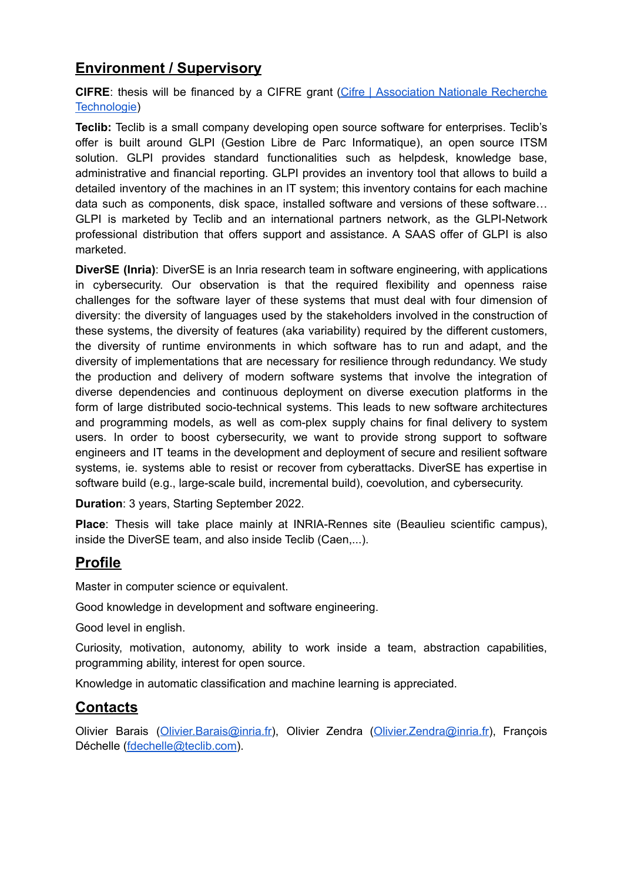## Environment / Supervisory

**CIFRE**: thesis will be financed by a CIFRE grant (Cifre | Association Nationale Recherche Technologie)

**Teclib:** Teclib is a small company developing open source software for enterprises. Teclib's offer is built around GLPI (Gestion Libre de Parc Informatique), an open source ITSM solution. GLPI provides standard functionalities such as helpdesk, knowledge base, administrative and financial reporting. GLPI provides an inventory tool that allows to build a detailed inventory of the machines in an IT system; this inventory contains for each machine data such as components, disk space, installed software and versions of these software… GLPI is marketed by Teclib and an international partners network, as the GLPI-Network professional distribution that offers support and assistance. A SAAS offer of GLPI is also marketed.

**DiverSE (Inria)**: DiverSE is an Inria research team in software engineering, with applications in cybersecurity. Our observation is that the required flexibility and openness raise challenges for the software layer of these systems that must deal with four dimension of diversity: the diversity of languages used by the stakeholders involved in the construction of these systems, the diversity of features (aka variability) required by the different customers, the diversity of runtime environments in which software has to run and adapt, and the diversity of implementations that are necessary for resilience through redundancy. We study the production and delivery of modern software systems that involve the integration of diverse dependencies and continuous deployment on diverse execution platforms in the form of large distributed socio-technical systems. This leads to new software architectures and programming models, as well as com-plex supply chains for final delivery to system users. In order to boost cybersecurity, we want to provide strong support to software engineers and IT teams in the development and deployment of secure and resilient software systems, ie. systems able to resist or recover from cyberattacks. DiverSE has expertise in software build (e.g., large-scale build, incremental build), coevolution, and cybersecurity.

**Duration**: 3 years, Starting September 2022.

**Place**: Thesis will take place mainly at INRIA-Rennes site (Beaulieu scientific campus), inside the DiverSE team, and also inside Teclib (Caen,...).

## Profile

Master in computer science or equivalent.

Good knowledge in development and software engineering.

Good level in english.

Curiosity, motivation, autonomy, ability to work inside a team, abstraction capabilities, programming ability, interest for open source.

Knowledge in automatic classification and machine learning is appreciated.

## Contacts

Olivier Barais (Olivier.Barais@inria.fr), Olivier Zendra (Olivier.Zendra@inria.fr), François Déchelle (fdechelle@teclib.com).